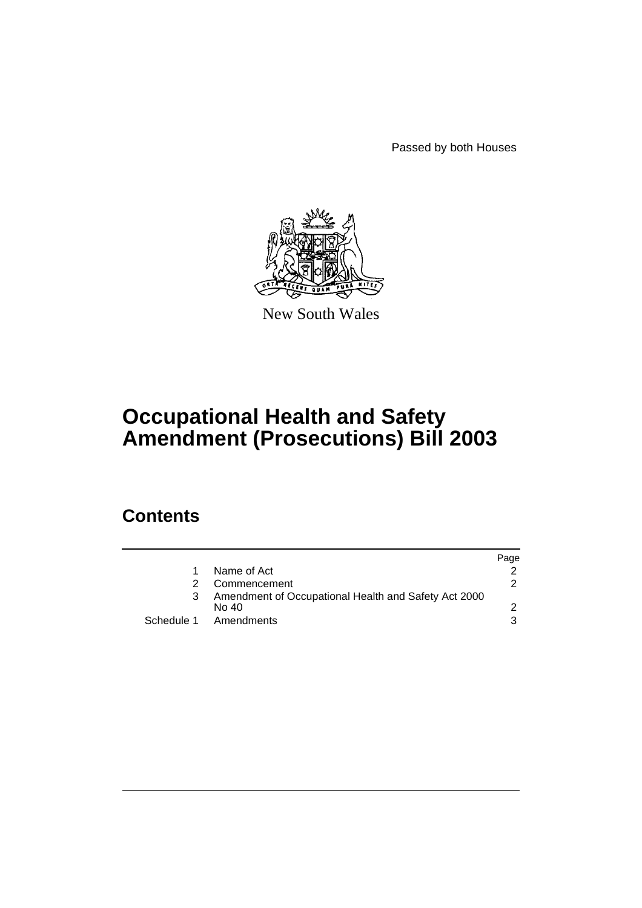Passed by both Houses

New South Wales

# Occupational Health and Safety Amendment (Prosecutions) Bill 2003

## Contents

| | | Page |
|---|---|---|
| 1 | Name of Act | 2 |
| 2 | Commencement | 2 |
| 3 | Amendment of Occupational Health and Safety Act 2000 No 40 | 2 |
| Schedule 1 | Amendments | 3 |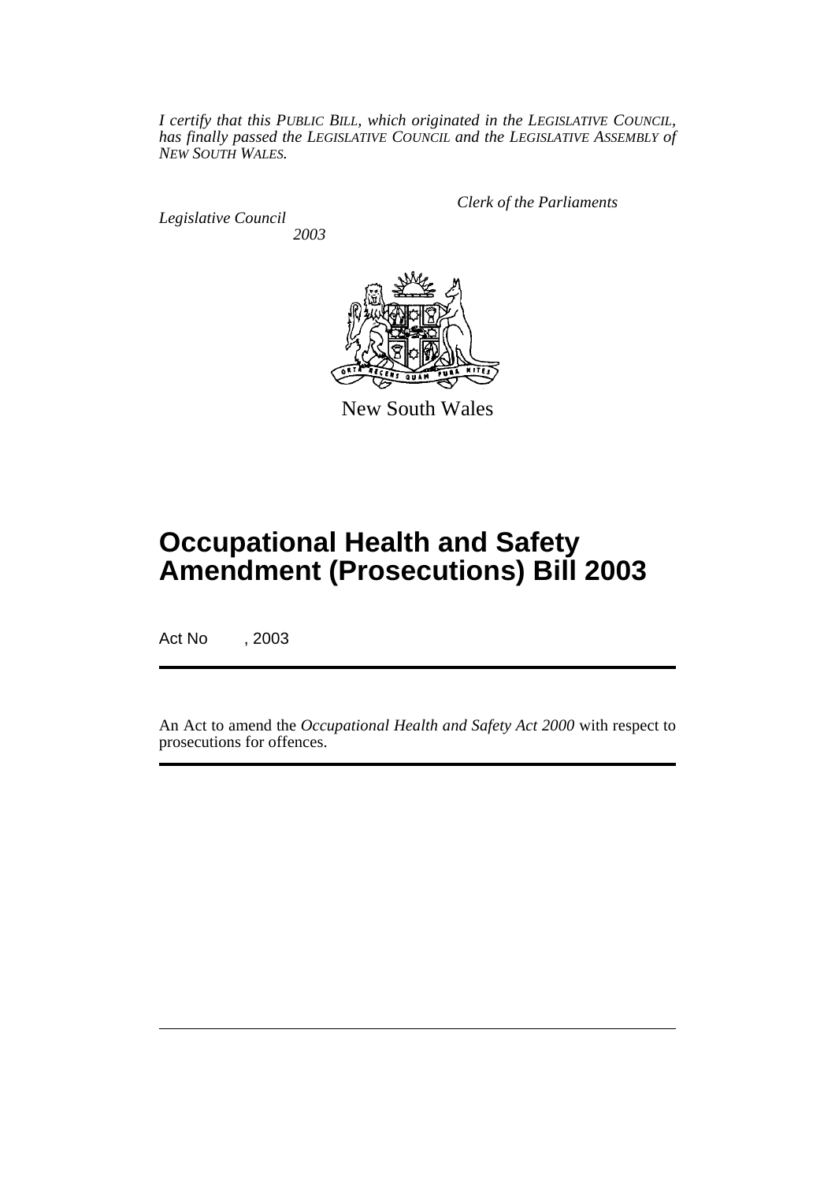*I certify that this PUBLIC BILL, which originated in the LEGISLATIVE COUNCIL, has finally passed the LEGISLATIVE COUNCIL and the LEGISLATIVE ASSEMBLY of NEW SOUTH WALES.*

*Clerk of the Parliaments*

*Legislative Council*

*2003*

New South Wales

# Occupational Health and Safety Amendment (Prosecutions) Bill 2003

Act No , 2003

An Act to amend the *Occupational Health and Safety Act 2000* with respect to prosecutions for offences.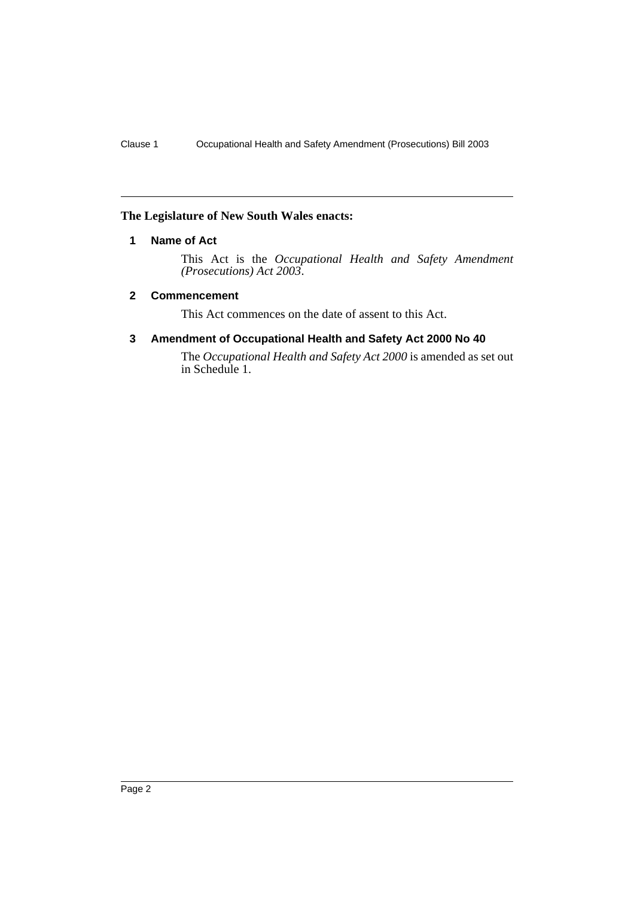**The Legislature of New South Wales enacts:**

### 1 Name of Act

This Act is the *Occupational Health and Safety Amendment (Prosecutions) Act 2003*.

### 2 Commencement

This Act commences on the date of assent to this Act.

### 3 Amendment of Occupational Health and Safety Act 2000 No 40

The *Occupational Health and Safety Act 2000* is amended as set out in Schedule 1.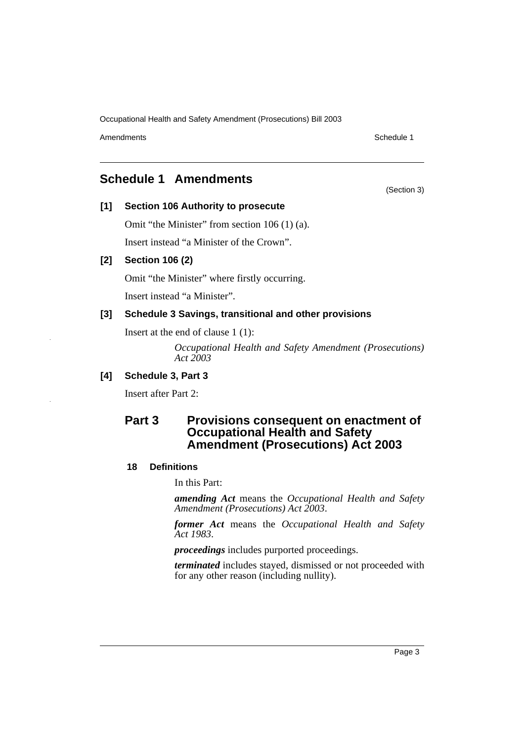## Schedule 1 Amendments

(Section 3)

### [1] Section 106 Authority to prosecute

Omit "the Minister" from section 106 (1) (a).

Insert instead "a Minister of the Crown".

### [2] Section 106 (2)

Omit "the Minister" where firstly occurring.

Insert instead "a Minister".

### [3] Schedule 3 Savings, transitional and other provisions

Insert at the end of clause 1 (1):

*Occupational Health and Safety Amendment (Prosecutions) Act 2003*

### [4] Schedule 3, Part 3

Insert after Part 2:

## Part 3 Provisions consequent on enactment of Occupational Health and Safety Amendment (Prosecutions) Act 2003

#### 18 Definitions

In this Part:

***amending Act*** means the *Occupational Health and Safety Amendment (Prosecutions) Act 2003*.

***former Act*** means the *Occupational Health and Safety Act 1983*.

***proceedings*** includes purported proceedings.

***terminated*** includes stayed, dismissed or not proceeded with for any other reason (including nullity).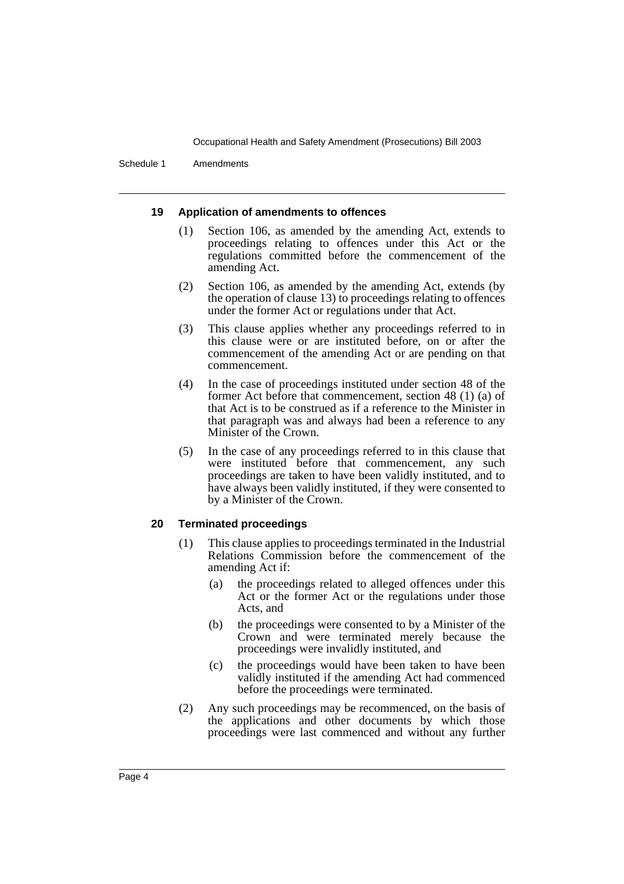### 19 Application of amendments to offences

(1) Section 106, as amended by the amending Act, extends to proceedings relating to offences under this Act or the regulations committed before the commencement of the amending Act.

(2) Section 106, as amended by the amending Act, extends (by the operation of clause 13) to proceedings relating to offences under the former Act or regulations under that Act.

(3) This clause applies whether any proceedings referred to in this clause were or are instituted before, on or after the commencement of the amending Act or are pending on that commencement.

(4) In the case of proceedings instituted under section 48 of the former Act before that commencement, section 48 (1) (a) of that Act is to be construed as if a reference to the Minister in that paragraph was and always had been a reference to any Minister of the Crown.

(5) In the case of any proceedings referred to in this clause that were instituted before that commencement, any such proceedings are taken to have been validly instituted, and to have always been validly instituted, if they were consented to by a Minister of the Crown.

### 20 Terminated proceedings

(1) This clause applies to proceedings terminated in the Industrial Relations Commission before the commencement of the amending Act if:

  (a) the proceedings related to alleged offences under this Act or the former Act or the regulations under those Acts, and

  (b) the proceedings were consented to by a Minister of the Crown and were terminated merely because the proceedings were invalidly instituted, and

  (c) the proceedings would have been taken to have been validly instituted if the amending Act had commenced before the proceedings were terminated.

(2) Any such proceedings may be recommenced, on the basis of the applications and other documents by which those proceedings were last commenced and without any further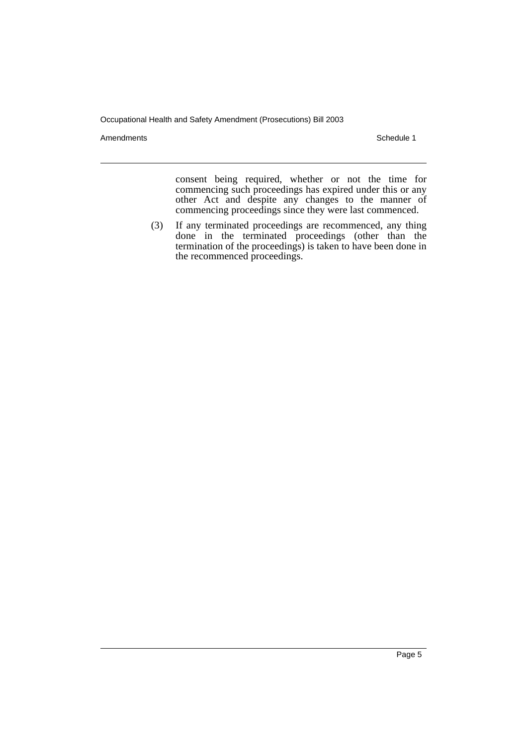consent being required, whether or not the time for commencing such proceedings has expired under this or any other Act and despite any changes to the manner of commencing proceedings since they were last commenced.

(3) If any terminated proceedings are recommenced, any thing done in the terminated proceedings (other than the termination of the proceedings) is taken to have been done in the recommenced proceedings.